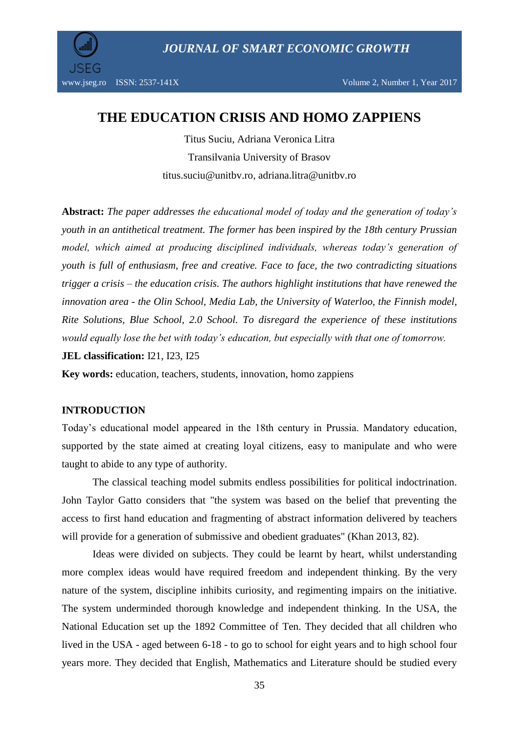# THE EDUCATION CRISIS AND HOMO ZAPPIENS

Titus Suciu, Adriana Veronica Litra

Transilvania University of Brasov

titus.suciu@unitbv.ro, adriana.litra@unitbv.ro

**Abstract:** *The paper addresses the educational model of today and the generation of today's youth in an antithetical treatment. The former has been inspired by the 18th century Prussian model, which aimed at producing disciplined individuals, whereas today's generation of youth is full of enthusiasm, free and creative. Face to face, the two contradicting situations trigger a crisis – the education crisis. The authors highlight institutions that have renewed the innovation area - the Olin School, Media Lab, the University of Waterloo, the Finnish model, Rite Solutions, Blue School, 2.0 School. To disregard the experience of these institutions would equally lose the bet with today's education, but especially with that one of tomorrow.*

**JEL classification:** I21, I23, I25

**Key words:** education, teachers, students, innovation, homo zappiens

## INTRODUCTION

Today's educational model appeared in the 18th century in Prussia. Mandatory education, supported by the state aimed at creating loyal citizens, easy to manipulate and who were taught to abide to any type of authority.

The classical teaching model submits endless possibilities for political indoctrination. John Taylor Gatto considers that "the system was based on the belief that preventing the access to first hand education and fragmenting of abstract information delivered by teachers will provide for a generation of submissive and obedient graduates" (Khan 2013, 82).

Ideas were divided on subjects. They could be learnt by heart, whilst understanding more complex ideas would have required freedom and independent thinking. By the very nature of the system, discipline inhibits curiosity, and regimenting impairs on the initiative. The system underminded thorough knowledge and independent thinking. In the USA, the National Education set up the 1892 Committee of Ten. They decided that all children who lived in the USA - aged between 6-18 - to go to school for eight years and to high school four years more. They decided that English, Mathematics and Literature should be studied every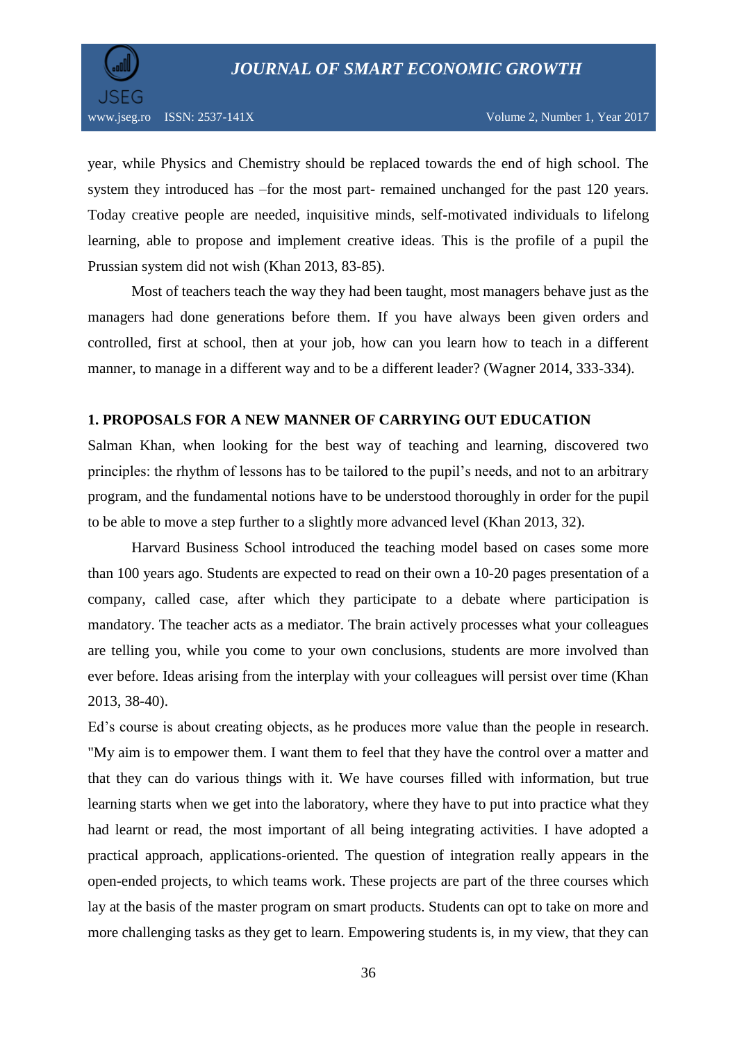year, while Physics and Chemistry should be replaced towards the end of high school. The system they introduced has –for the most part- remained unchanged for the past 120 years. Today creative people are needed, inquisitive minds, self-motivated individuals to lifelong learning, able to propose and implement creative ideas. This is the profile of a pupil the Prussian system did not wish (Khan 2013, 83-85).

Most of teachers teach the way they had been taught, most managers behave just as the managers had done generations before them. If you have always been given orders and controlled, first at school, then at your job, how can you learn how to teach in a different manner, to manage in a different way and to be a different leader? (Wagner 2014, 333-334).

## 1. PROPOSALS FOR A NEW MANNER OF CARRYING OUT EDUCATION

Salman Khan, when looking for the best way of teaching and learning, discovered two principles: the rhythm of lessons has to be tailored to the pupil's needs, and not to an arbitrary program, and the fundamental notions have to be understood thoroughly in order for the pupil to be able to move a step further to a slightly more advanced level (Khan 2013, 32).

Harvard Business School introduced the teaching model based on cases some more than 100 years ago. Students are expected to read on their own a 10-20 pages presentation of a company, called case, after which they participate to a debate where participation is mandatory. The teacher acts as a mediator. The brain actively processes what your colleagues are telling you, while you come to your own conclusions, students are more involved than ever before. Ideas arising from the interplay with your colleagues will persist over time (Khan 2013, 38-40).

Ed's course is about creating objects, as he produces more value than the people in research. "My aim is to empower them. I want them to feel that they have the control over a matter and that they can do various things with it. We have courses filled with information, but true learning starts when we get into the laboratory, where they have to put into practice what they had learnt or read, the most important of all being integrating activities. I have adopted a practical approach, applications-oriented. The question of integration really appears in the open-ended projects, to which teams work. These projects are part of the three courses which lay at the basis of the master program on smart products. Students can opt to take on more and more challenging tasks as they get to learn. Empowering students is, in my view, that they can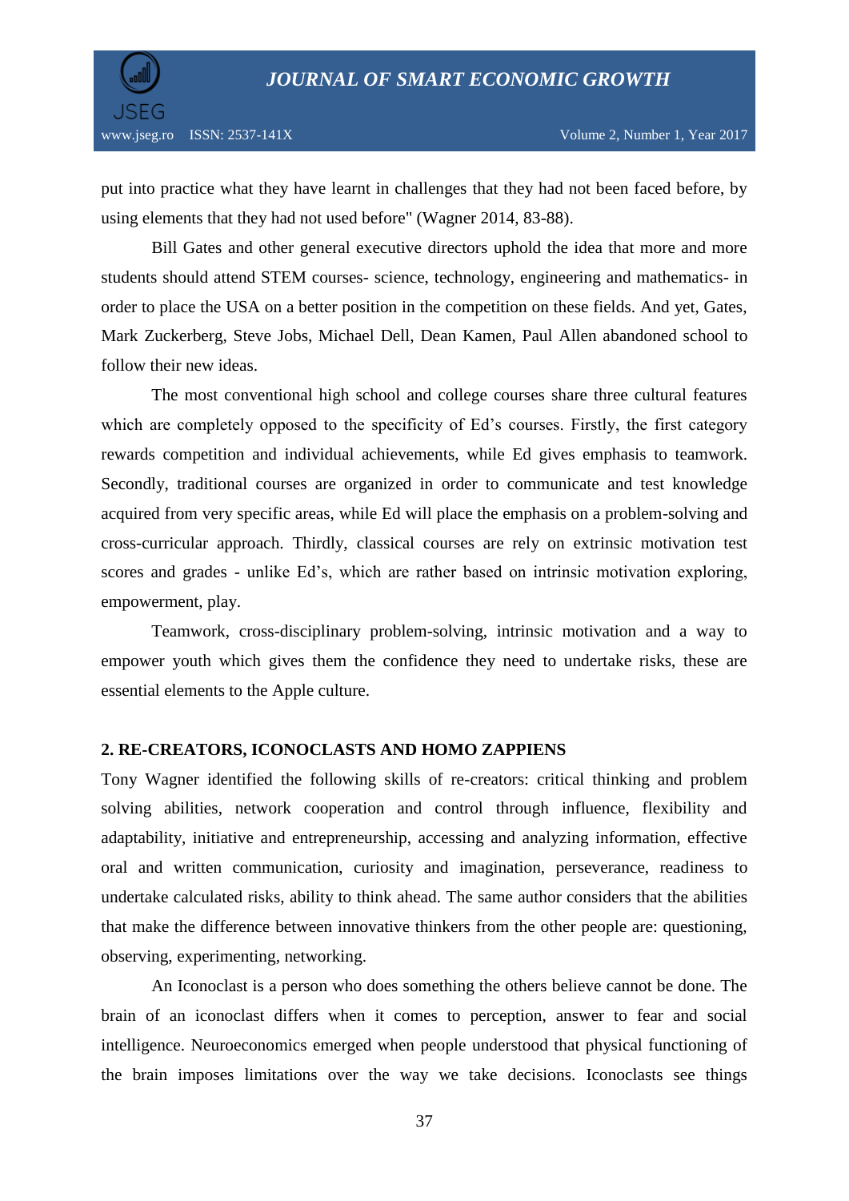put into practice what they have learnt in challenges that they had not been faced before, by using elements that they had not used before" (Wagner 2014, 83-88).

Bill Gates and other general executive directors uphold the idea that more and more students should attend STEM courses- science, technology, engineering and mathematics- in order to place the USA on a better position in the competition on these fields. And yet, Gates, Mark Zuckerberg, Steve Jobs, Michael Dell, Dean Kamen, Paul Allen abandoned school to follow their new ideas.

The most conventional high school and college courses share three cultural features which are completely opposed to the specificity of Ed's courses. Firstly, the first category rewards competition and individual achievements, while Ed gives emphasis to teamwork. Secondly, traditional courses are organized in order to communicate and test knowledge acquired from very specific areas, while Ed will place the emphasis on a problem-solving and cross-curricular approach. Thirdly, classical courses are rely on extrinsic motivation test scores and grades - unlike Ed's, which are rather based on intrinsic motivation exploring, empowerment, play.

Teamwork, cross-disciplinary problem-solving, intrinsic motivation and a way to empower youth which gives them the confidence they need to undertake risks, these are essential elements to the Apple culture.

## 2. RE-CREATORS, ICONOCLASTS AND HOMO ZAPPIENS

Tony Wagner identified the following skills of re-creators: critical thinking and problem solving abilities, network cooperation and control through influence, flexibility and adaptability, initiative and entrepreneurship, accessing and analyzing information, effective oral and written communication, curiosity and imagination, perseverance, readiness to undertake calculated risks, ability to think ahead. The same author considers that the abilities that make the difference between innovative thinkers from the other people are: questioning, observing, experimenting, networking.

An Iconoclast is a person who does something the others believe cannot be done. The brain of an iconoclast differs when it comes to perception, answer to fear and social intelligence. Neuroeconomics emerged when people understood that physical functioning of the brain imposes limitations over the way we take decisions. Iconoclasts see things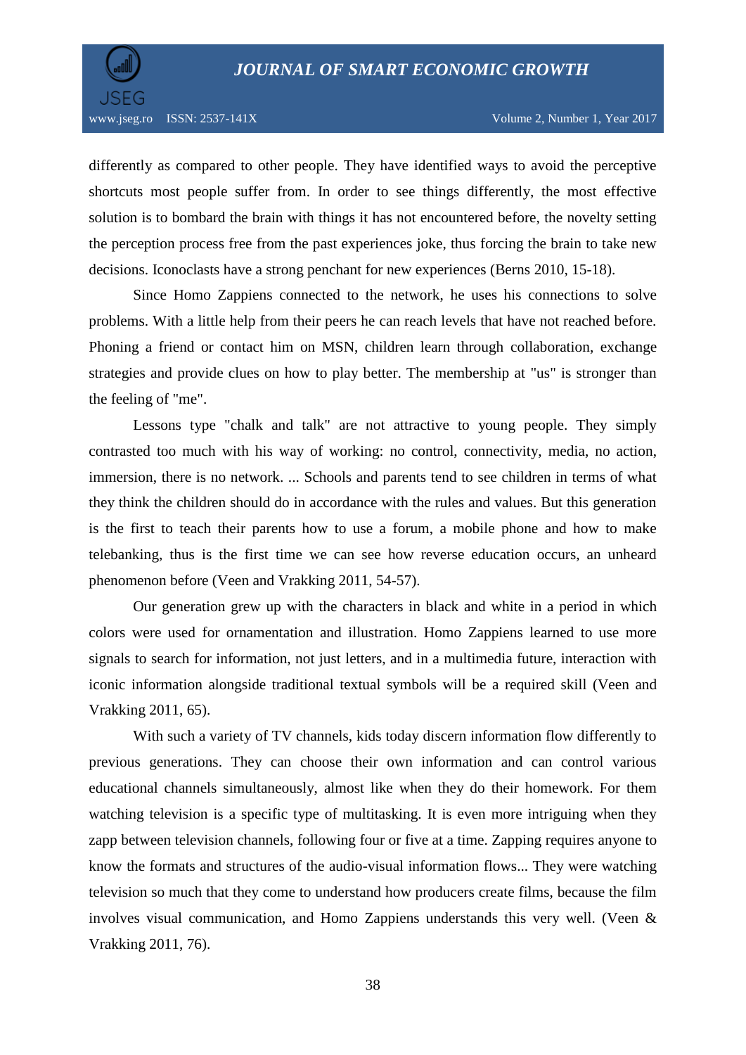differently as compared to other people. They have identified ways to avoid the perceptive shortcuts most people suffer from. In order to see things differently, the most effective solution is to bombard the brain with things it has not encountered before, the novelty setting the perception process free from the past experiences joke, thus forcing the brain to take new decisions. Iconoclasts have a strong penchant for new experiences (Berns 2010, 15-18).

Since Homo Zappiens connected to the network, he uses his connections to solve problems. With a little help from their peers he can reach levels that have not reached before. Phoning a friend or contact him on MSN, children learn through collaboration, exchange strategies and provide clues on how to play better. The membership at "us" is stronger than the feeling of "me".

Lessons type "chalk and talk" are not attractive to young people. They simply contrasted too much with his way of working: no control, connectivity, media, no action, immersion, there is no network. ... Schools and parents tend to see children in terms of what they think the children should do in accordance with the rules and values. But this generation is the first to teach their parents how to use a forum, a mobile phone and how to make telebanking, thus is the first time we can see how reverse education occurs, an unheard phenomenon before (Veen and Vrakking 2011, 54-57).

Our generation grew up with the characters in black and white in a period in which colors were used for ornamentation and illustration. Homo Zappiens learned to use more signals to search for information, not just letters, and in a multimedia future, interaction with iconic information alongside traditional textual symbols will be a required skill (Veen and Vrakking 2011, 65).

With such a variety of TV channels, kids today discern information flow differently to previous generations. They can choose their own information and can control various educational channels simultaneously, almost like when they do their homework. For them watching television is a specific type of multitasking. It is even more intriguing when they zapp between television channels, following four or five at a time. Zapping requires anyone to know the formats and structures of the audio-visual information flows... They were watching television so much that they come to understand how producers create films, because the film involves visual communication, and Homo Zappiens understands this very well. (Veen & Vrakking 2011, 76).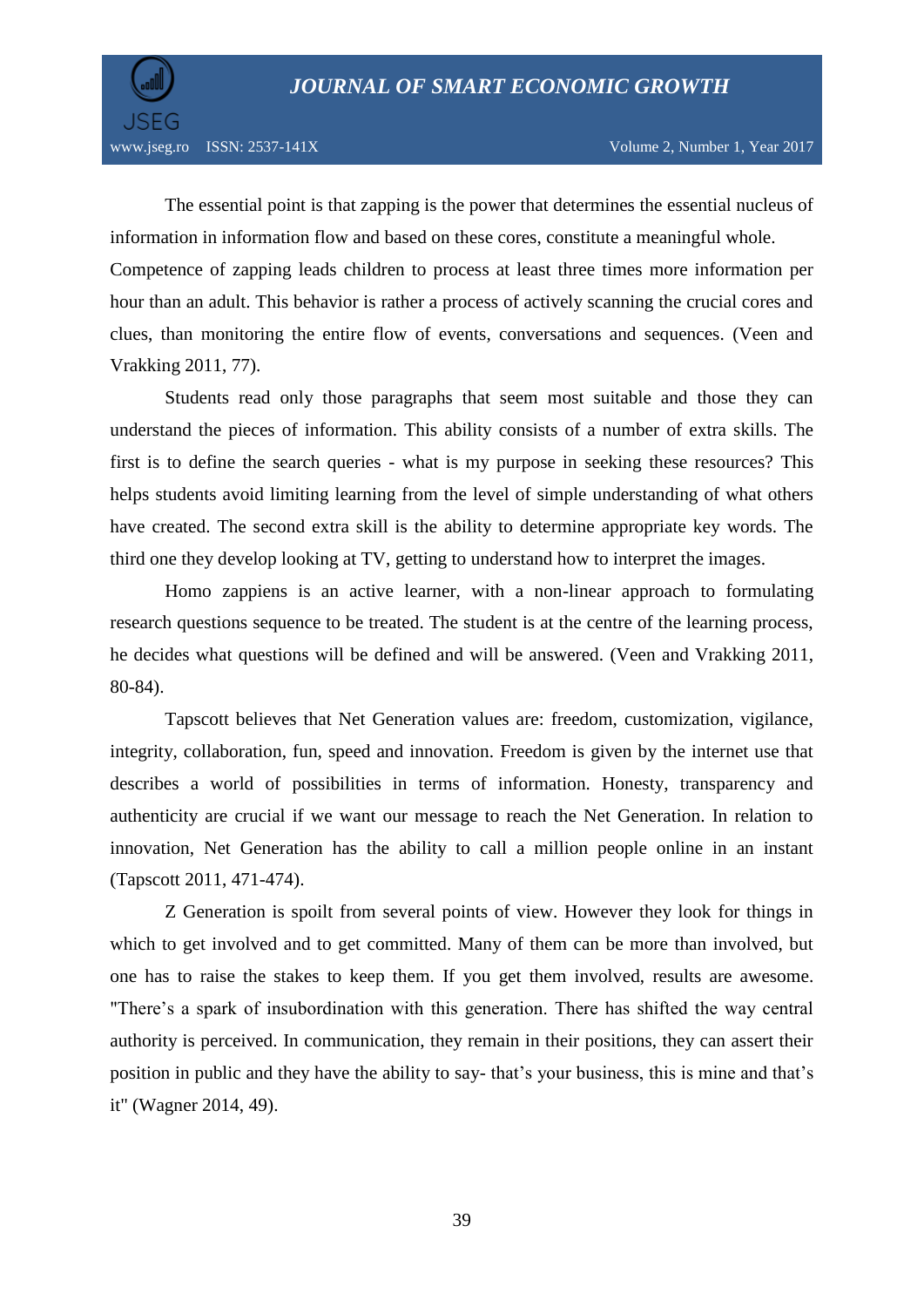The essential point is that zapping is the power that determines the essential nucleus of information in information flow and based on these cores, constitute a meaningful whole. Competence of zapping leads children to process at least three times more information per hour than an adult. This behavior is rather a process of actively scanning the crucial cores and clues, than monitoring the entire flow of events, conversations and sequences. (Veen and Vrakking 2011, 77).

Students read only those paragraphs that seem most suitable and those they can understand the pieces of information. This ability consists of a number of extra skills. The first is to define the search queries - what is my purpose in seeking these resources? This helps students avoid limiting learning from the level of simple understanding of what others have created. The second extra skill is the ability to determine appropriate key words. The third one they develop looking at TV, getting to understand how to interpret the images.

Homo zappiens is an active learner, with a non-linear approach to formulating research questions sequence to be treated. The student is at the centre of the learning process, he decides what questions will be defined and will be answered. (Veen and Vrakking 2011, 80-84).

Tapscott believes that Net Generation values are: freedom, customization, vigilance, integrity, collaboration, fun, speed and innovation. Freedom is given by the internet use that describes a world of possibilities in terms of information. Honesty, transparency and authenticity are crucial if we want our message to reach the Net Generation. In relation to innovation, Net Generation has the ability to call a million people online in an instant (Tapscott 2011, 471-474).

Z Generation is spoilt from several points of view. However they look for things in which to get involved and to get committed. Many of them can be more than involved, but one has to raise the stakes to keep them. If you get them involved, results are awesome. "There's a spark of insubordination with this generation. There has shifted the way central authority is perceived. In communication, they remain in their positions, they can assert their position in public and they have the ability to say- that's your business, this is mine and that's it" (Wagner 2014, 49).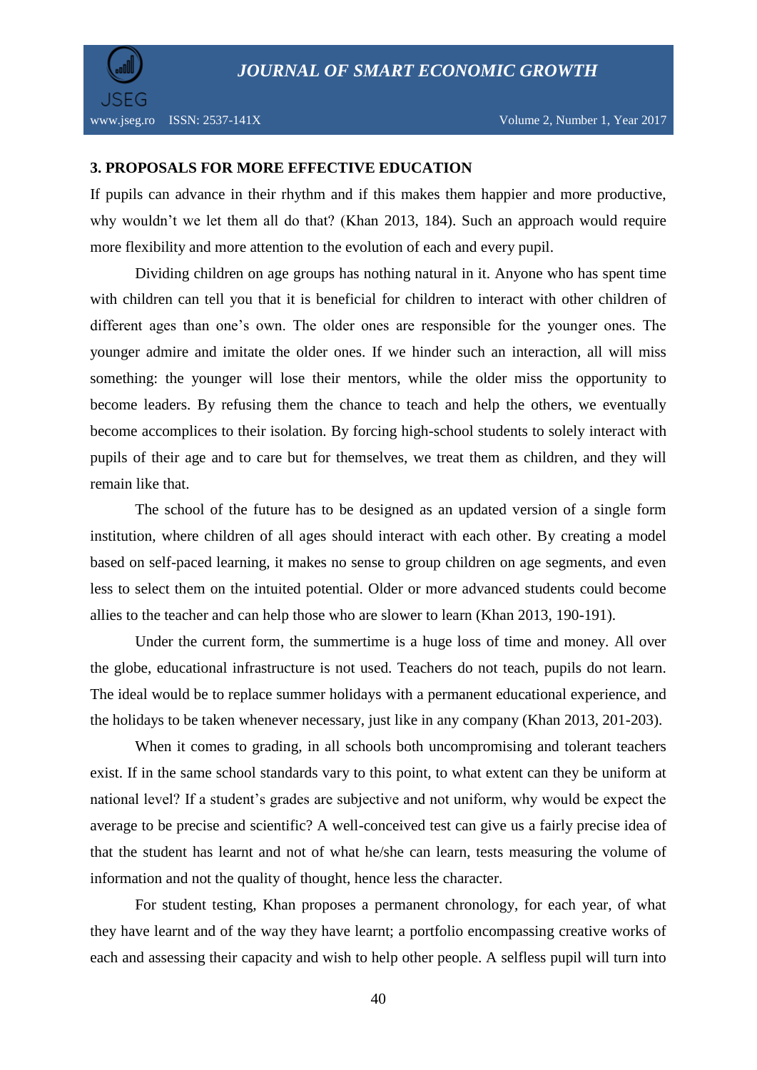## 3. PROPOSALS FOR MORE EFFECTIVE EDUCATION

If pupils can advance in their rhythm and if this makes them happier and more productive, why wouldn't we let them all do that? (Khan 2013, 184). Such an approach would require more flexibility and more attention to the evolution of each and every pupil.

Dividing children on age groups has nothing natural in it. Anyone who has spent time with children can tell you that it is beneficial for children to interact with other children of different ages than one's own. The older ones are responsible for the younger ones. The younger admire and imitate the older ones. If we hinder such an interaction, all will miss something: the younger will lose their mentors, while the older miss the opportunity to become leaders. By refusing them the chance to teach and help the others, we eventually become accomplices to their isolation. By forcing high-school students to solely interact with pupils of their age and to care but for themselves, we treat them as children, and they will remain like that.

The school of the future has to be designed as an updated version of a single form institution, where children of all ages should interact with each other. By creating a model based on self-paced learning, it makes no sense to group children on age segments, and even less to select them on the intuited potential. Older or more advanced students could become allies to the teacher and can help those who are slower to learn (Khan 2013, 190-191).

Under the current form, the summertime is a huge loss of time and money. All over the globe, educational infrastructure is not used. Teachers do not teach, pupils do not learn. The ideal would be to replace summer holidays with a permanent educational experience, and the holidays to be taken whenever necessary, just like in any company (Khan 2013, 201-203).

When it comes to grading, in all schools both uncompromising and tolerant teachers exist. If in the same school standards vary to this point, to what extent can they be uniform at national level? If a student's grades are subjective and not uniform, why would be expect the average to be precise and scientific? A well-conceived test can give us a fairly precise idea of that the student has learnt and not of what he/she can learn, tests measuring the volume of information and not the quality of thought, hence less the character.

For student testing, Khan proposes a permanent chronology, for each year, of what they have learnt and of the way they have learnt; a portfolio encompassing creative works of each and assessing their capacity and wish to help other people. A selfless pupil will turn into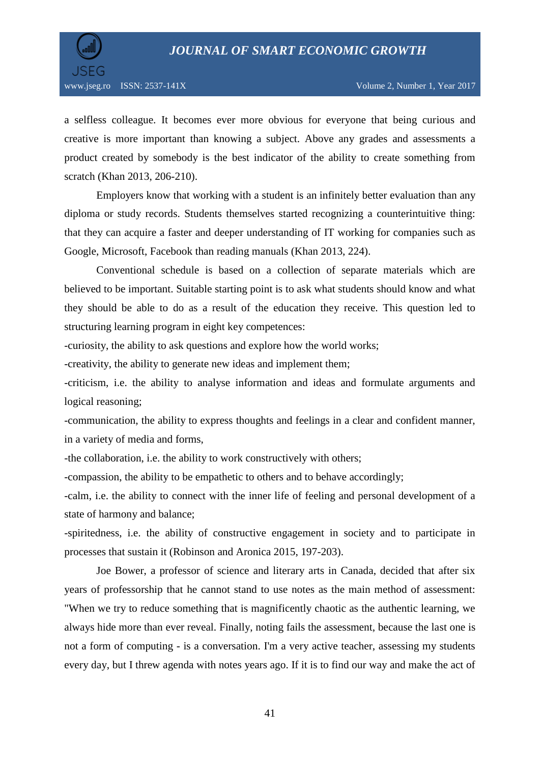a selfless colleague. It becomes ever more obvious for everyone that being curious and creative is more important than knowing a subject. Above any grades and assessments a product created by somebody is the best indicator of the ability to create something from scratch (Khan 2013, 206-210).

Employers know that working with a student is an infinitely better evaluation than any diploma or study records. Students themselves started recognizing a counterintuitive thing: that they can acquire a faster and deeper understanding of IT working for companies such as Google, Microsoft, Facebook than reading manuals (Khan 2013, 224).

Conventional schedule is based on a collection of separate materials which are believed to be important. Suitable starting point is to ask what students should know and what they should be able to do as a result of the education they receive. This question led to structuring learning program in eight key competences:

-curiosity, the ability to ask questions and explore how the world works;

-creativity, the ability to generate new ideas and implement them;

-criticism, i.e. the ability to analyse information and ideas and formulate arguments and logical reasoning;

-communication, the ability to express thoughts and feelings in a clear and confident manner, in a variety of media and forms,

-the collaboration, i.e. the ability to work constructively with others;

-compassion, the ability to be empathetic to others and to behave accordingly;

-calm, i.e. the ability to connect with the inner life of feeling and personal development of a state of harmony and balance;

-spiritedness, i.e. the ability of constructive engagement in society and to participate in processes that sustain it (Robinson and Aronica 2015, 197-203).

Joe Bower, a professor of science and literary arts in Canada, decided that after six years of professorship that he cannot stand to use notes as the main method of assessment: "When we try to reduce something that is magnificently chaotic as the authentic learning, we always hide more than ever reveal. Finally, noting fails the assessment, because the last one is not a form of computing - is a conversation. I'm a very active teacher, assessing my students every day, but I threw agenda with notes years ago. If it is to find our way and make the act of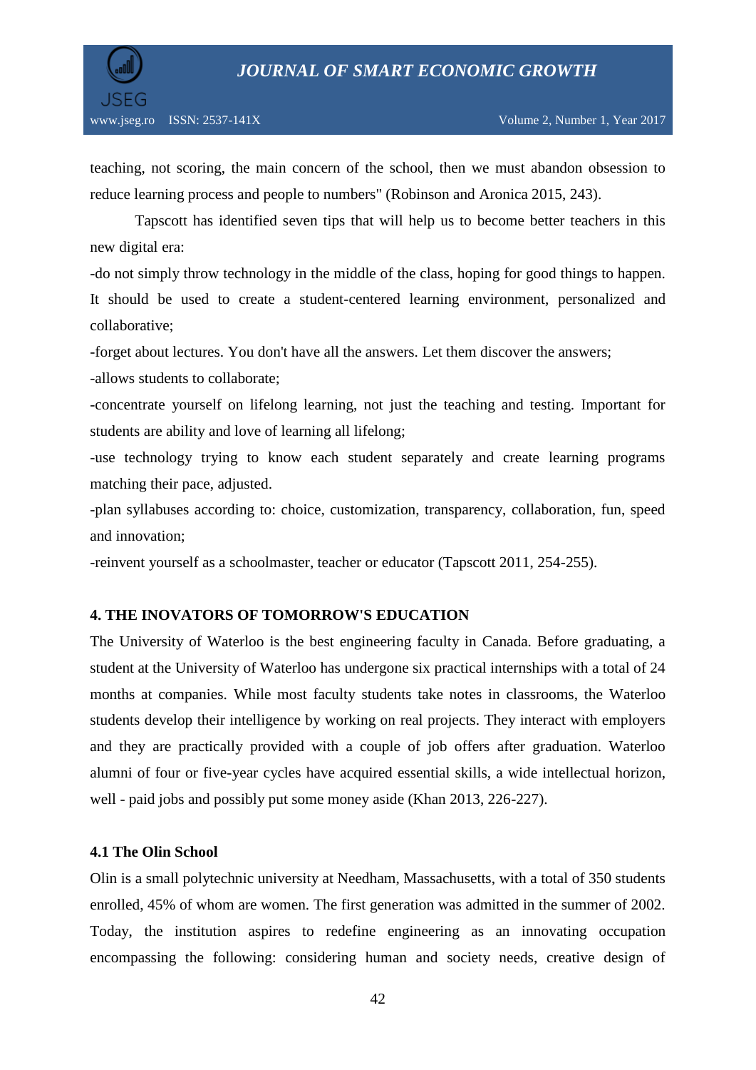teaching, not scoring, the main concern of the school, then we must abandon obsession to reduce learning process and people to numbers" (Robinson and Aronica 2015, 243).

Tapscott has identified seven tips that will help us to become better teachers in this new digital era:

-do not simply throw technology in the middle of the class, hoping for good things to happen. It should be used to create a student-centered learning environment, personalized and collaborative;

-forget about lectures. You don't have all the answers. Let them discover the answers;

-allows students to collaborate;

-concentrate yourself on lifelong learning, not just the teaching and testing. Important for students are ability and love of learning all lifelong;

-use technology trying to know each student separately and create learning programs matching their pace, adjusted.

-plan syllabuses according to: choice, customization, transparency, collaboration, fun, speed and innovation;

-reinvent yourself as a schoolmaster, teacher or educator (Tapscott 2011, 254-255).

## 4. THE INOVATORS OF TOMORROW'S EDUCATION

The University of Waterloo is the best engineering faculty in Canada. Before graduating, a student at the University of Waterloo has undergone six practical internships with a total of 24 months at companies. While most faculty students take notes in classrooms, the Waterloo students develop their intelligence by working on real projects. They interact with employers and they are practically provided with a couple of job offers after graduation. Waterloo alumni of four or five-year cycles have acquired essential skills, a wide intellectual horizon, well - paid jobs and possibly put some money aside (Khan 2013, 226-227).

### 4.1 The Olin School

Olin is a small polytechnic university at Needham, Massachusetts, with a total of 350 students enrolled, 45% of whom are women. The first generation was admitted in the summer of 2002. Today, the institution aspires to redefine engineering as an innovating occupation encompassing the following: considering human and society needs, creative design of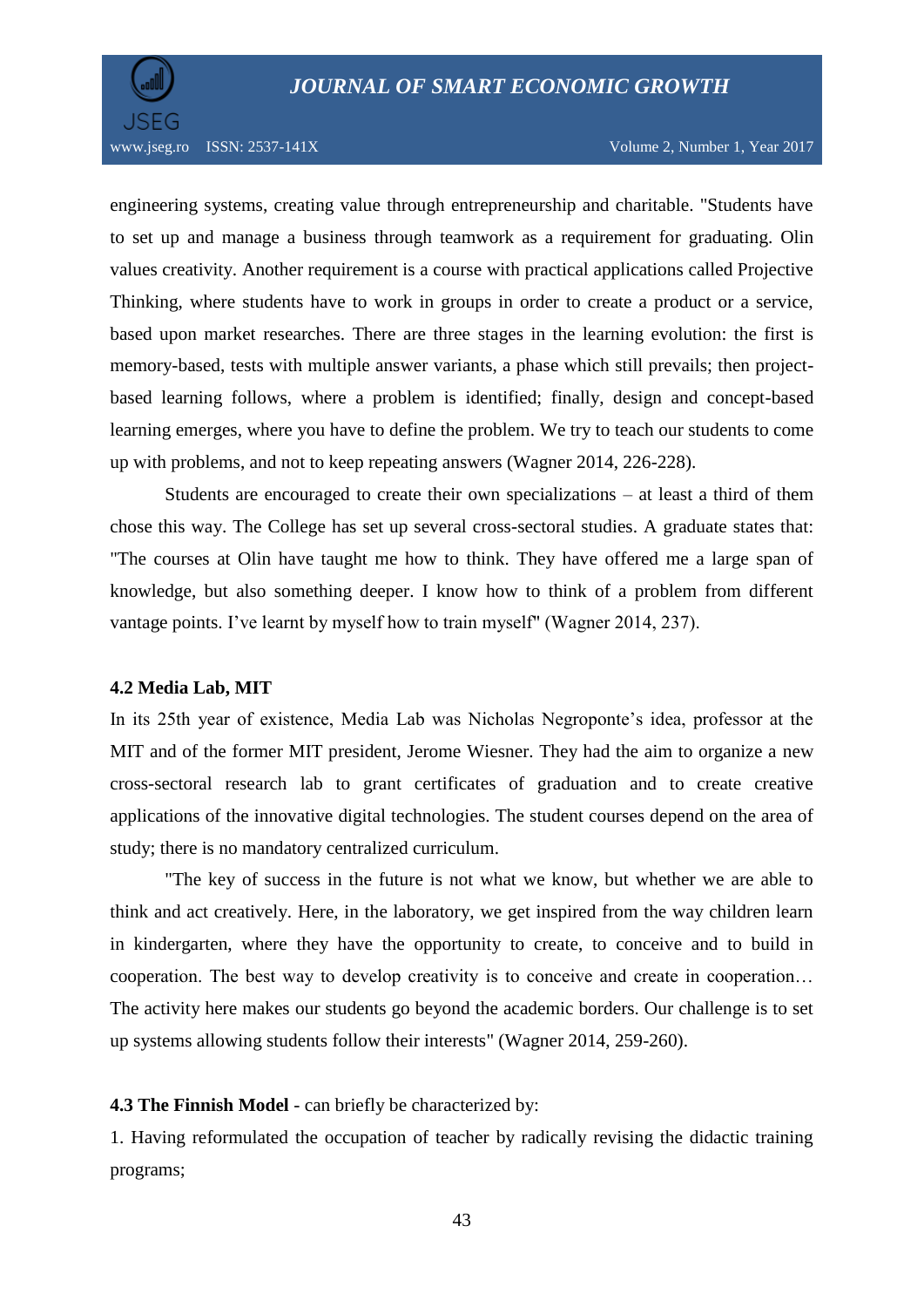engineering systems, creating value through entrepreneurship and charitable. "Students have to set up and manage a business through teamwork as a requirement for graduating. Olin values creativity. Another requirement is a course with practical applications called Projective Thinking, where students have to work in groups in order to create a product or a service, based upon market researches. There are three stages in the learning evolution: the first is memory-based, tests with multiple answer variants, a phase which still prevails; then project-based learning follows, where a problem is identified; finally, design and concept-based learning emerges, where you have to define the problem. We try to teach our students to come up with problems, and not to keep repeating answers (Wagner 2014, 226-228).

Students are encouraged to create their own specializations – at least a third of them chose this way. The College has set up several cross-sectoral studies. A graduate states that: "The courses at Olin have taught me how to think. They have offered me a large span of knowledge, but also something deeper. I know how to think of a problem from different vantage points. I've learnt by myself how to train myself" (Wagner 2014, 237).

### 4.2 Media Lab, MIT

In its 25th year of existence, Media Lab was Nicholas Negroponte's idea, professor at the MIT and of the former MIT president, Jerome Wiesner. They had the aim to organize a new cross-sectoral research lab to grant certificates of graduation and to create creative applications of the innovative digital technologies. The student courses depend on the area of study; there is no mandatory centralized curriculum.

"The key of success in the future is not what we know, but whether we are able to think and act creatively. Here, in the laboratory, we get inspired from the way children learn in kindergarten, where they have the opportunity to create, to conceive and to build in cooperation. The best way to develop creativity is to conceive and create in cooperation… The activity here makes our students go beyond the academic borders. Our challenge is to set up systems allowing students follow their interests" (Wagner 2014, 259-260).

**4.3 The Finnish Model** - can briefly be characterized by:

1. Having reformulated the occupation of teacher by radically revising the didactic training programs;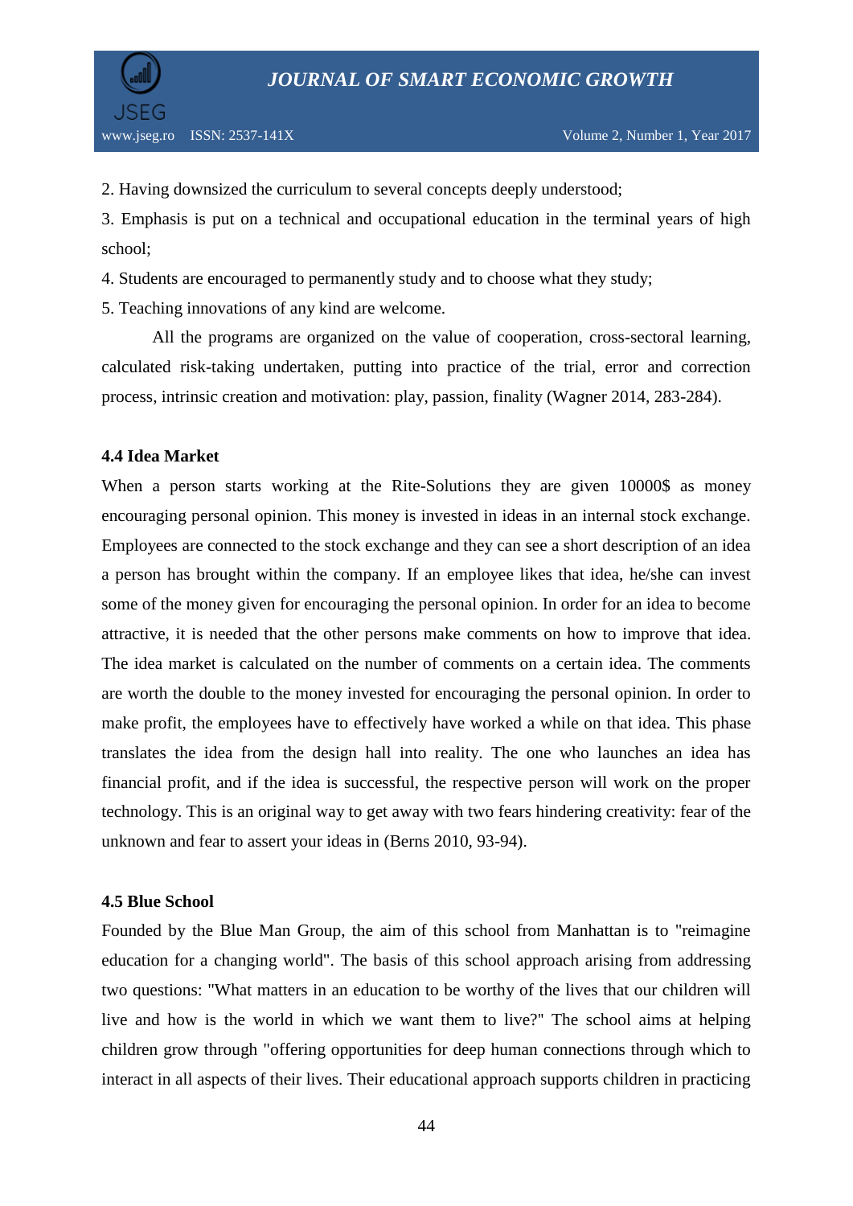2. Having downsized the curriculum to several concepts deeply understood;

3. Emphasis is put on a technical and occupational education in the terminal years of high school;

4. Students are encouraged to permanently study and to choose what they study;

5. Teaching innovations of any kind are welcome.

All the programs are organized on the value of cooperation, cross-sectoral learning, calculated risk-taking undertaken, putting into practice of the trial, error and correction process, intrinsic creation and motivation: play, passion, finality (Wagner 2014, 283-284).

### 4.4 Idea Market

When a person starts working at the Rite-Solutions they are given 10000$ as money encouraging personal opinion. This money is invested in ideas in an internal stock exchange. Employees are connected to the stock exchange and they can see a short description of an idea a person has brought within the company. If an employee likes that idea, he/she can invest some of the money given for encouraging the personal opinion. In order for an idea to become attractive, it is needed that the other persons make comments on how to improve that idea. The idea market is calculated on the number of comments on a certain idea. The comments are worth the double to the money invested for encouraging the personal opinion. In order to make profit, the employees have to effectively have worked a while on that idea. This phase translates the idea from the design hall into reality. The one who launches an idea has financial profit, and if the idea is successful, the respective person will work on the proper technology. This is an original way to get away with two fears hindering creativity: fear of the unknown and fear to assert your ideas in (Berns 2010, 93-94).

### 4.5 Blue School

Founded by the Blue Man Group, the aim of this school from Manhattan is to "reimagine education for a changing world". The basis of this school approach arising from addressing two questions: "What matters in an education to be worthy of the lives that our children will live and how is the world in which we want them to live?" The school aims at helping children grow through "offering opportunities for deep human connections through which to interact in all aspects of their lives. Their educational approach supports children in practicing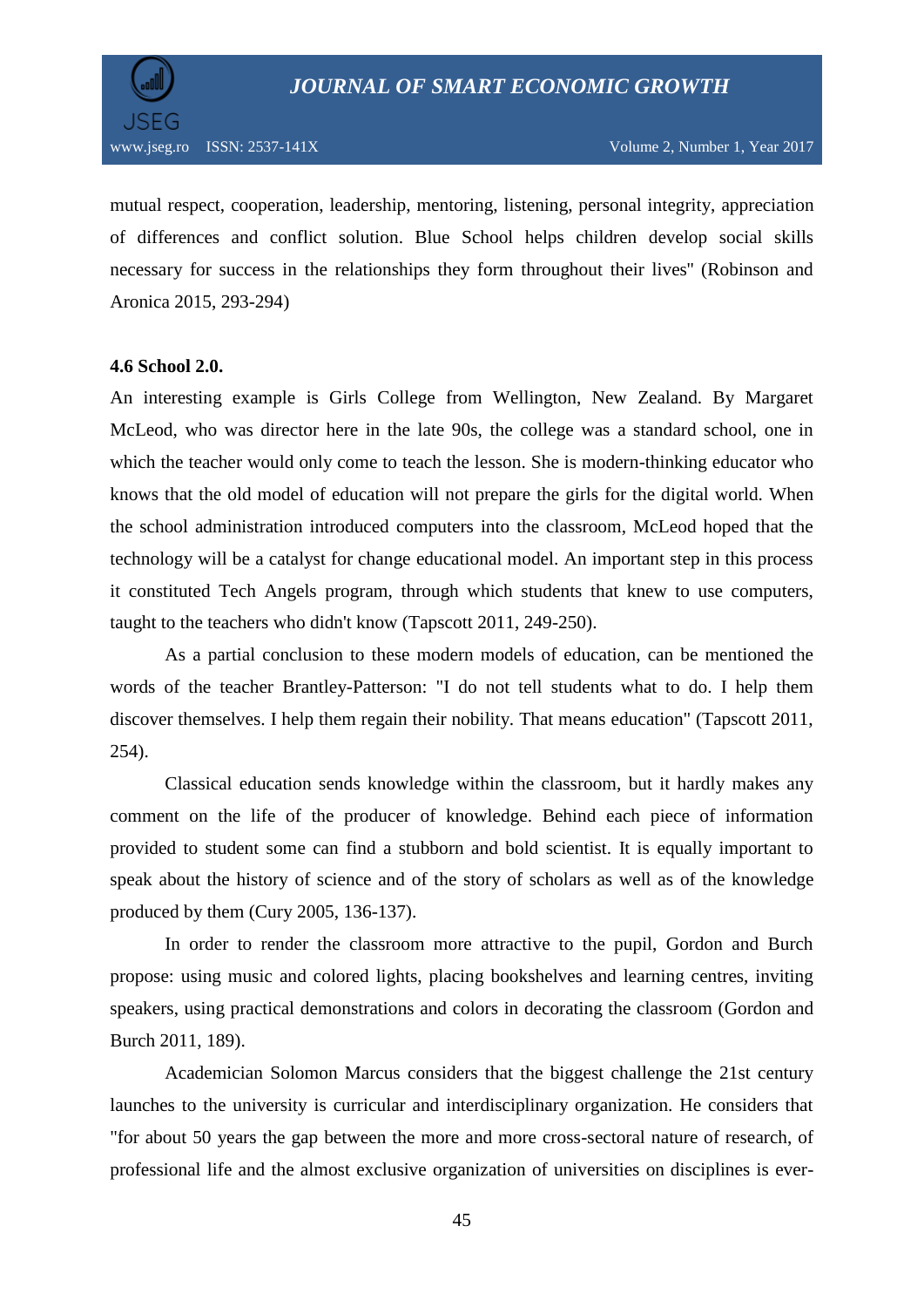mutual respect, cooperation, leadership, mentoring, listening, personal integrity, appreciation of differences and conflict solution. Blue School helps children develop social skills necessary for success in the relationships they form throughout their lives" (Robinson and Aronica 2015, 293-294)

### 4.6 School 2.0.

An interesting example is Girls College from Wellington, New Zealand. By Margaret McLeod, who was director here in the late 90s, the college was a standard school, one in which the teacher would only come to teach the lesson. She is modern-thinking educator who knows that the old model of education will not prepare the girls for the digital world. When the school administration introduced computers into the classroom, McLeod hoped that the technology will be a catalyst for change educational model. An important step in this process it constituted Tech Angels program, through which students that knew to use computers, taught to the teachers who didn't know (Tapscott 2011, 249-250).

As a partial conclusion to these modern models of education, can be mentioned the words of the teacher Brantley-Patterson: "I do not tell students what to do. I help them discover themselves. I help them regain their nobility. That means education" (Tapscott 2011, 254).

Classical education sends knowledge within the classroom, but it hardly makes any comment on the life of the producer of knowledge. Behind each piece of information provided to student some can find a stubborn and bold scientist. It is equally important to speak about the history of science and of the story of scholars as well as of the knowledge produced by them (Cury 2005, 136-137).

In order to render the classroom more attractive to the pupil, Gordon and Burch propose: using music and colored lights, placing bookshelves and learning centres, inviting speakers, using practical demonstrations and colors in decorating the classroom (Gordon and Burch 2011, 189).

Academician Solomon Marcus considers that the biggest challenge the 21st century launches to the university is curricular and interdisciplinary organization. He considers that "for about 50 years the gap between the more and more cross-sectoral nature of research, of professional life and the almost exclusive organization of universities on disciplines is ever-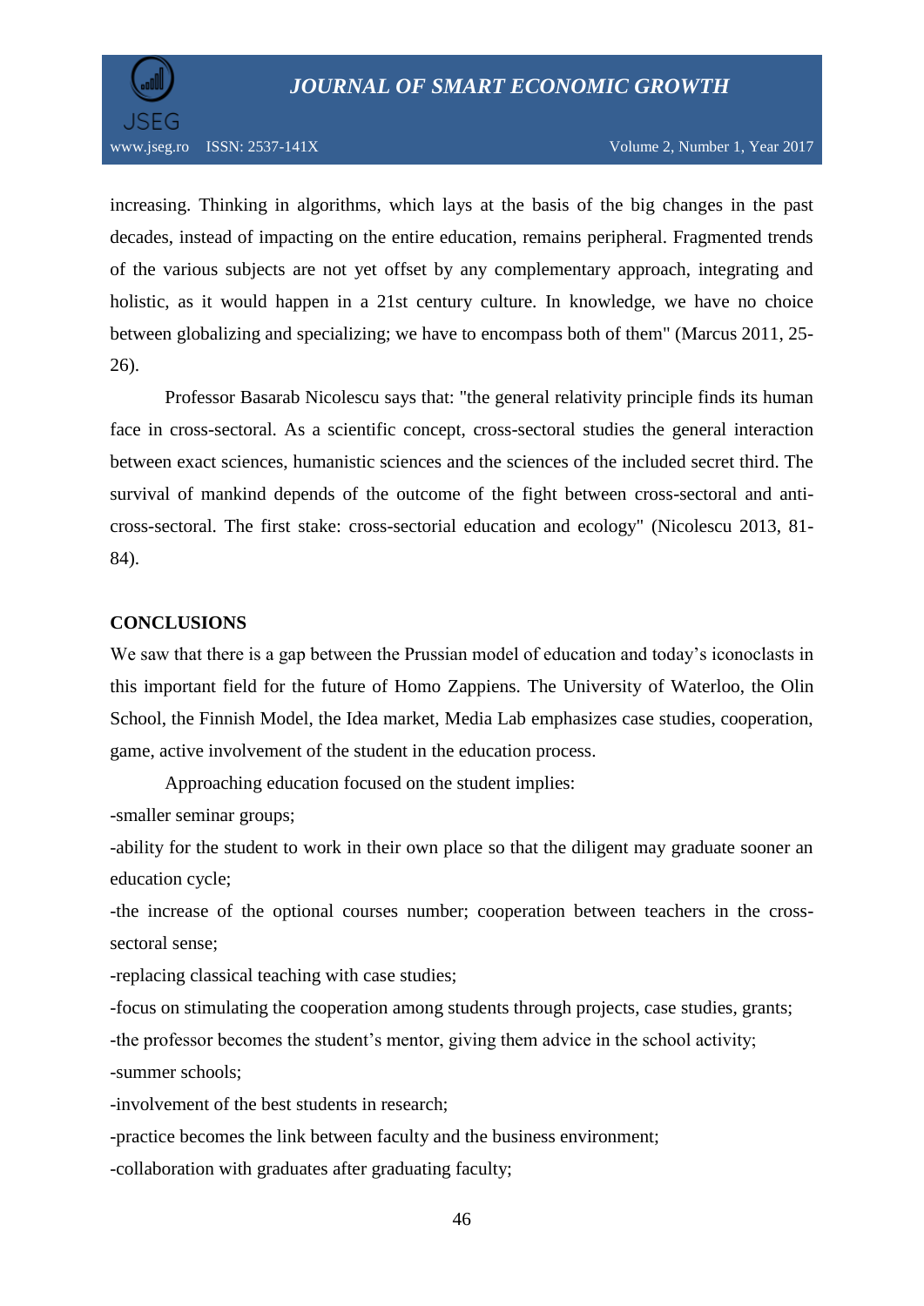increasing. Thinking in algorithms, which lays at the basis of the big changes in the past decades, instead of impacting on the entire education, remains peripheral. Fragmented trends of the various subjects are not yet offset by any complementary approach, integrating and holistic, as it would happen in a 21st century culture. In knowledge, we have no choice between globalizing and specializing; we have to encompass both of them" (Marcus 2011, 25-26).

Professor Basarab Nicolescu says that: "the general relativity principle finds its human face in cross-sectoral. As a scientific concept, cross-sectoral studies the general interaction between exact sciences, humanistic sciences and the sciences of the included secret third. The survival of mankind depends of the outcome of the fight between cross-sectoral and anti-cross-sectoral. The first stake: cross-sectorial education and ecology" (Nicolescu 2013, 81-84).

## CONCLUSIONS

We saw that there is a gap between the Prussian model of education and today's iconoclasts in this important field for the future of Homo Zappiens. The University of Waterloo, the Olin School, the Finnish Model, the Idea market, Media Lab emphasizes case studies, cooperation, game, active involvement of the student in the education process.

Approaching education focused on the student implies:

-smaller seminar groups;

-ability for the student to work in their own place so that the diligent may graduate sooner an education cycle;

-the increase of the optional courses number; cooperation between teachers in the cross-sectoral sense;

-replacing classical teaching with case studies;

-focus on stimulating the cooperation among students through projects, case studies, grants;

-the professor becomes the student's mentor, giving them advice in the school activity;

-summer schools;

-involvement of the best students in research;

-practice becomes the link between faculty and the business environment;

-collaboration with graduates after graduating faculty;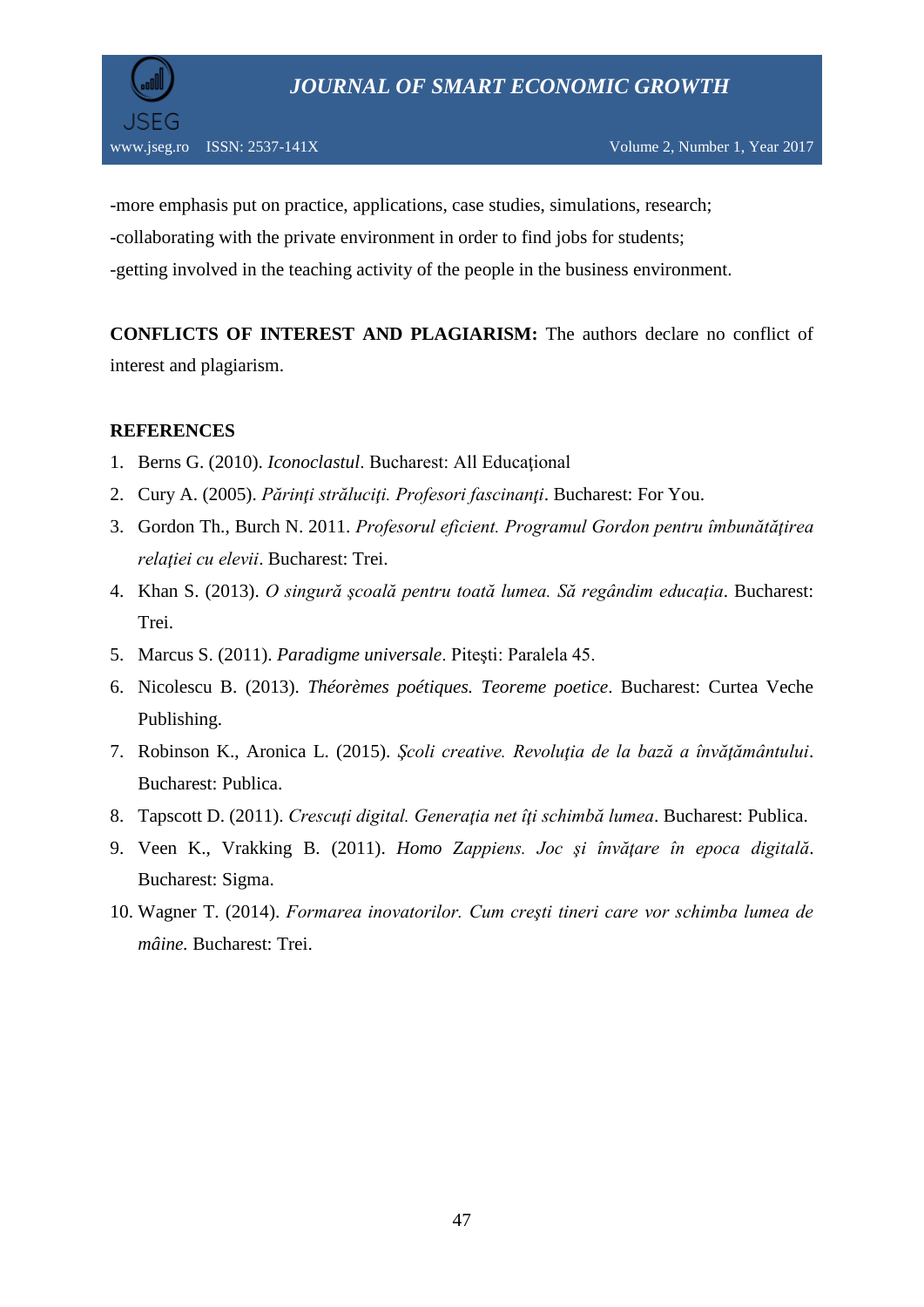-more emphasis put on practice, applications, case studies, simulations, research;

-collaborating with the private environment in order to find jobs for students;

-getting involved in the teaching activity of the people in the business environment.

**CONFLICTS OF INTEREST AND PLAGIARISM:** The authors declare no conflict of interest and plagiarism.

**REFERENCES**

1. Berns G. (2010). *Iconoclastul*. Bucharest: All Educaţional
2. Cury A. (2005). *Părinţi străluciţi. Profesori fascinanţi*. Bucharest: For You.
3. Gordon Th., Burch N. 2011. *Profesorul eficient. Programul Gordon pentru îmbunătățirea relaţiei cu elevii*. Bucharest: Trei.
4. Khan S. (2013). *O singură şcoală pentru toată lumea. Să regândim educaţia*. Bucharest: Trei.
5. Marcus S. (2011). *Paradigme universale*. Piteşti: Paralela 45.
6. Nicolescu B. (2013). *Théorèmes poétiques. Teoreme poetice*. Bucharest: Curtea Veche Publishing.
7. Robinson K., Aronica L. (2015). *Şcoli creative. Revoluţia de la bază a învăţământului*. Bucharest: Publica.
8. Tapscott D. (2011). *Crescuţi digital. Generaţia net îţi schimbă lumea*. Bucharest: Publica.
9. Veen K., Vrakking B. (2011). *Homo Zappiens. Joc şi învăţare în epoca digitală*. Bucharest: Sigma.
10. Wagner T. (2014). *Formarea inovatorilor. Cum creşti tineri care vor schimba lumea de mâine.* Bucharest: Trei.